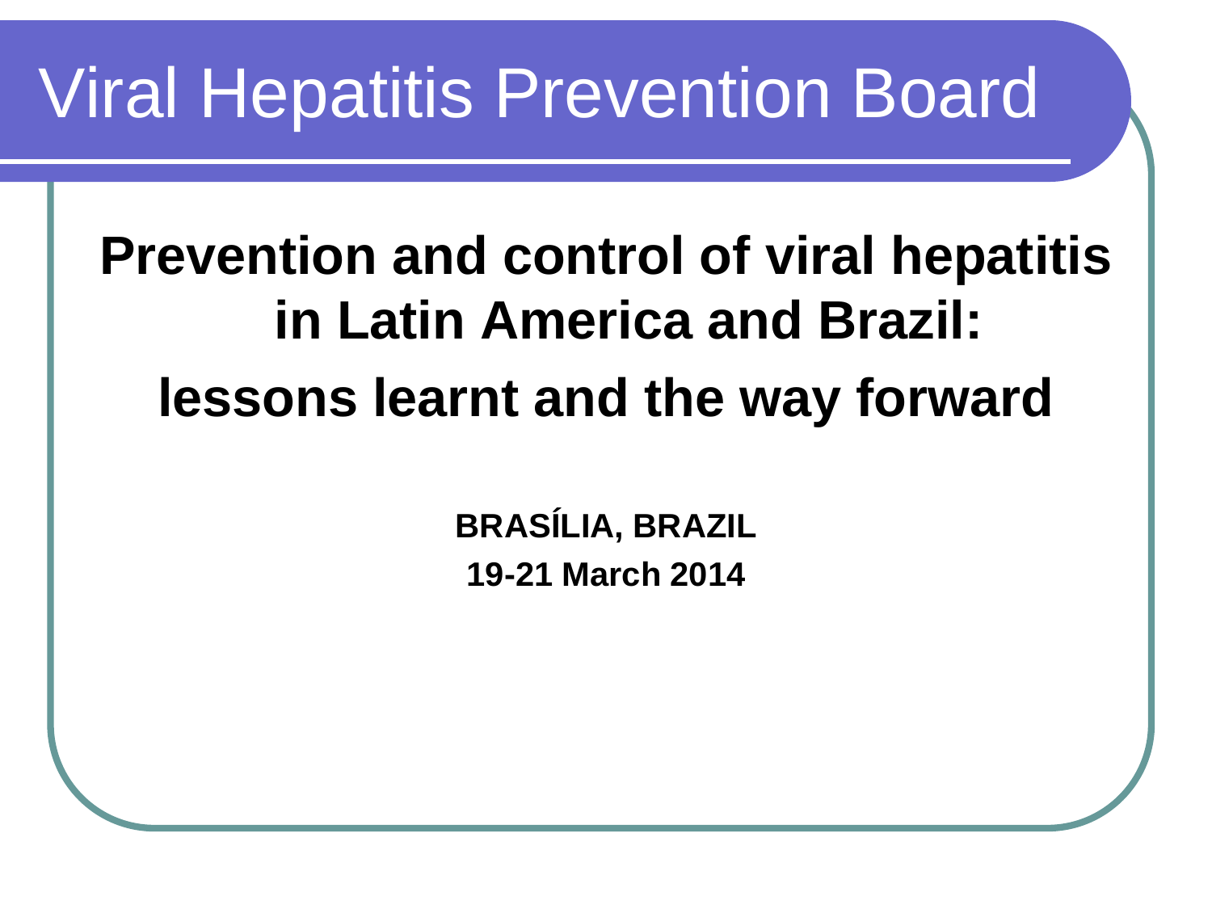# Viral Hepatitis Prevention Board

## Prevention and control of viral hepatitis in Latin America and Brazil:

## lessons learnt and the way forward

**BRASÍLIA, BRAZIL**

**19-21 March 2014**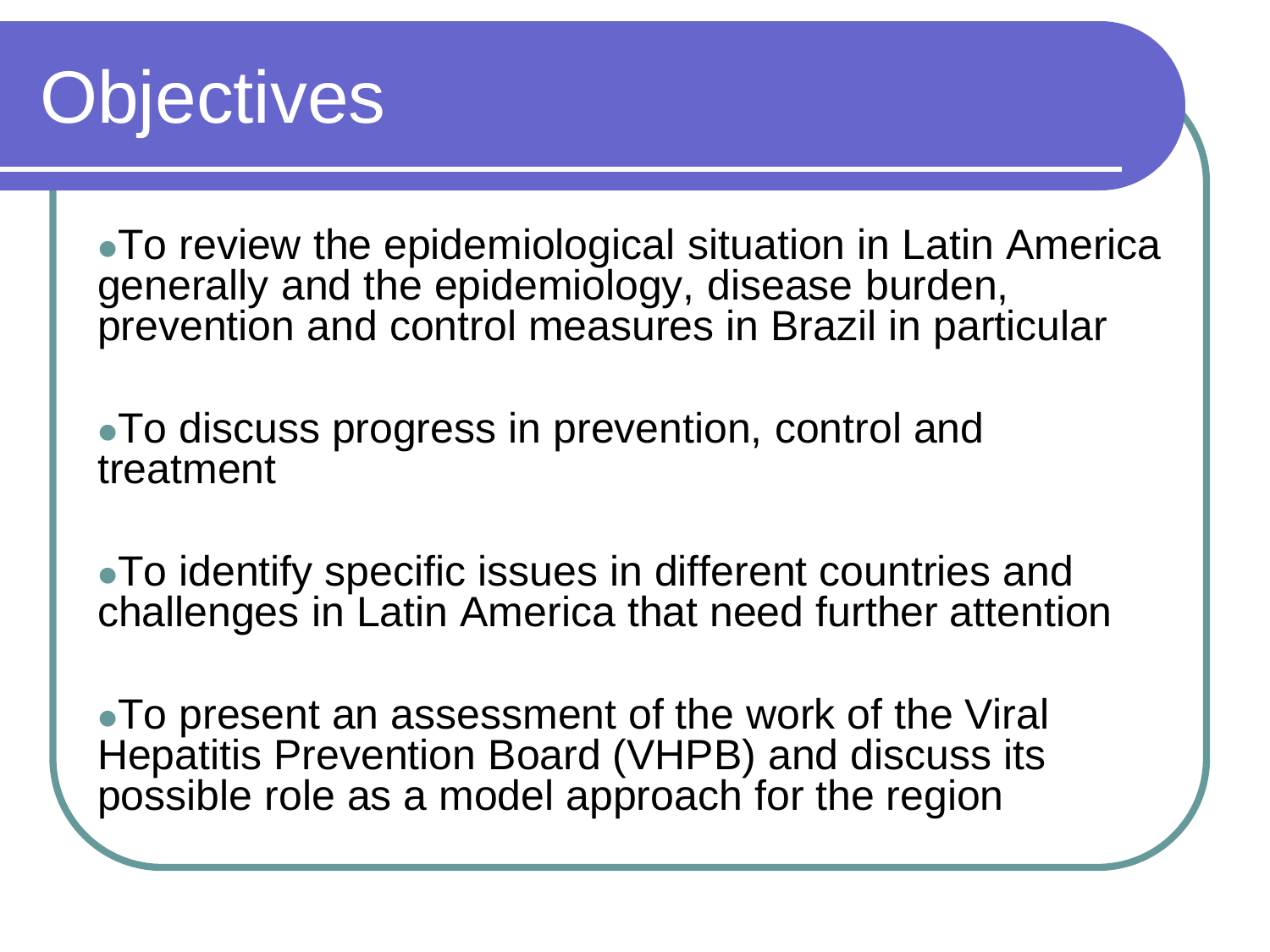# Objectives

- To review the epidemiological situation in Latin America generally and the epidemiology, disease burden, prevention and control measures in Brazil in particular
- To discuss progress in prevention, control and treatment
- To identify specific issues in different countries and challenges in Latin America that need further attention
- To present an assessment of the work of the Viral Hepatitis Prevention Board (VHPB) and discuss its possible role as a model approach for the region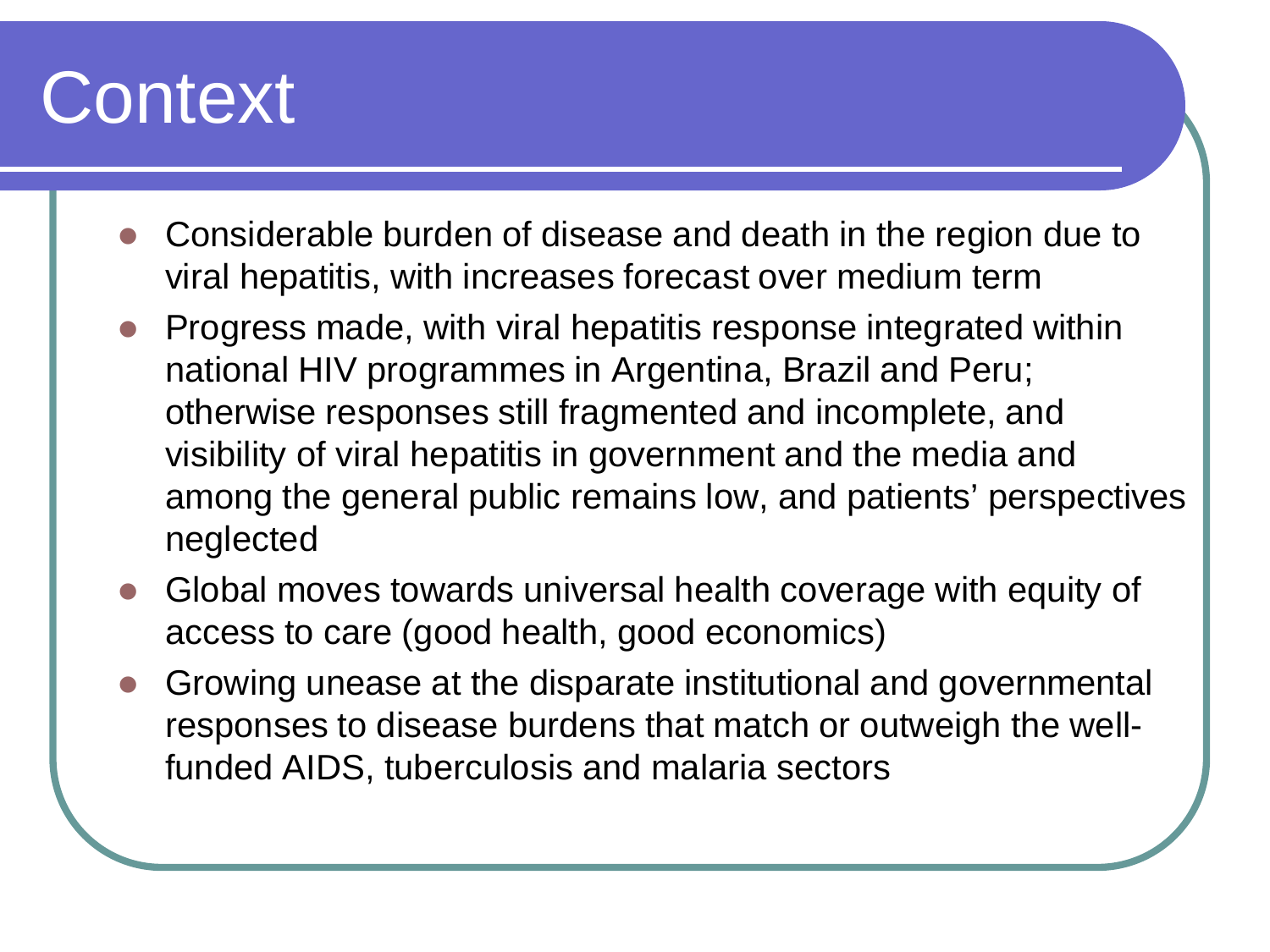# Context

- Considerable burden of disease and death in the region due to viral hepatitis, with increases forecast over medium term
- Progress made, with viral hepatitis response integrated within national HIV programmes in Argentina, Brazil and Peru; otherwise responses still fragmented and incomplete, and visibility of viral hepatitis in government and the media and among the general public remains low, and patients' perspectives neglected
- Global moves towards universal health coverage with equity of access to care (good health, good economics)
- Growing unease at the disparate institutional and governmental responses to disease burdens that match or outweigh the well-funded AIDS, tuberculosis and malaria sectors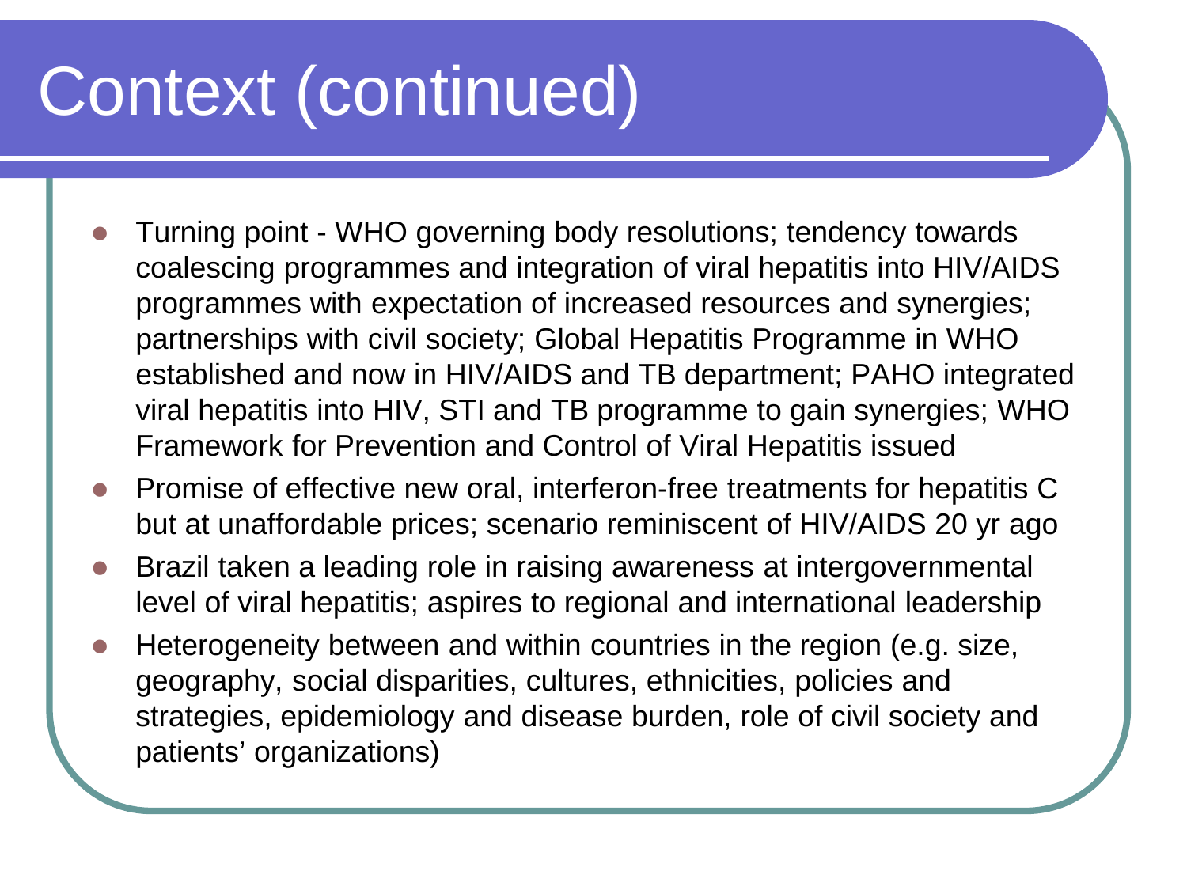# Context (continued)

- Turning point - WHO governing body resolutions; tendency towards coalescing programmes and integration of viral hepatitis into HIV/AIDS programmes with expectation of increased resources and synergies; partnerships with civil society; Global Hepatitis Programme in WHO established and now in HIV/AIDS and TB department; PAHO integrated viral hepatitis into HIV, STI and TB programme to gain synergies; WHO Framework for Prevention and Control of Viral Hepatitis issued
- Promise of effective new oral, interferon-free treatments for hepatitis C but at unaffordable prices; scenario reminiscent of HIV/AIDS 20 yr ago
- Brazil taken a leading role in raising awareness at intergovernmental level of viral hepatitis; aspires to regional and international leadership
- Heterogeneity between and within countries in the region (e.g. size, geography, social disparities, cultures, ethnicities, policies and strategies, epidemiology and disease burden, role of civil society and patients' organizations)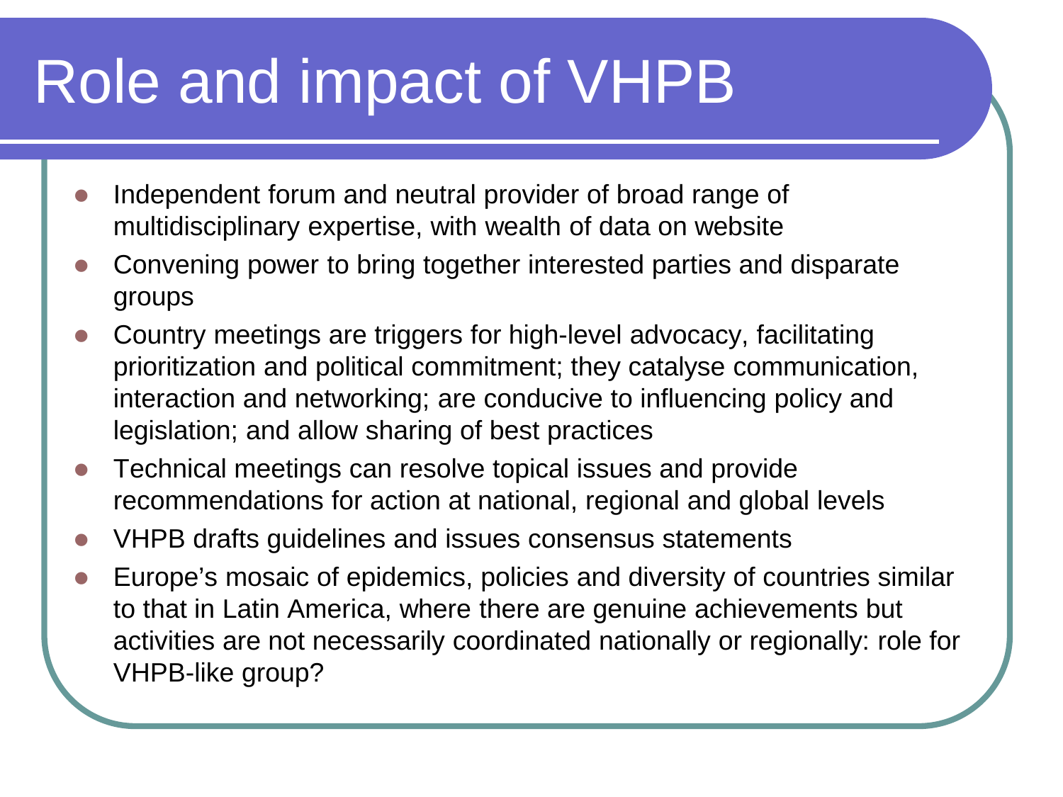# Role and impact of VHPB

- Independent forum and neutral provider of broad range of multidisciplinary expertise, with wealth of data on website
- Convening power to bring together interested parties and disparate groups
- Country meetings are triggers for high-level advocacy, facilitating prioritization and political commitment; they catalyse communication, interaction and networking; are conducive to influencing policy and legislation; and allow sharing of best practices
- Technical meetings can resolve topical issues and provide recommendations for action at national, regional and global levels
- VHPB drafts guidelines and issues consensus statements
- Europe's mosaic of epidemics, policies and diversity of countries similar to that in Latin America, where there are genuine achievements but activities are not necessarily coordinated nationally or regionally: role for VHPB-like group?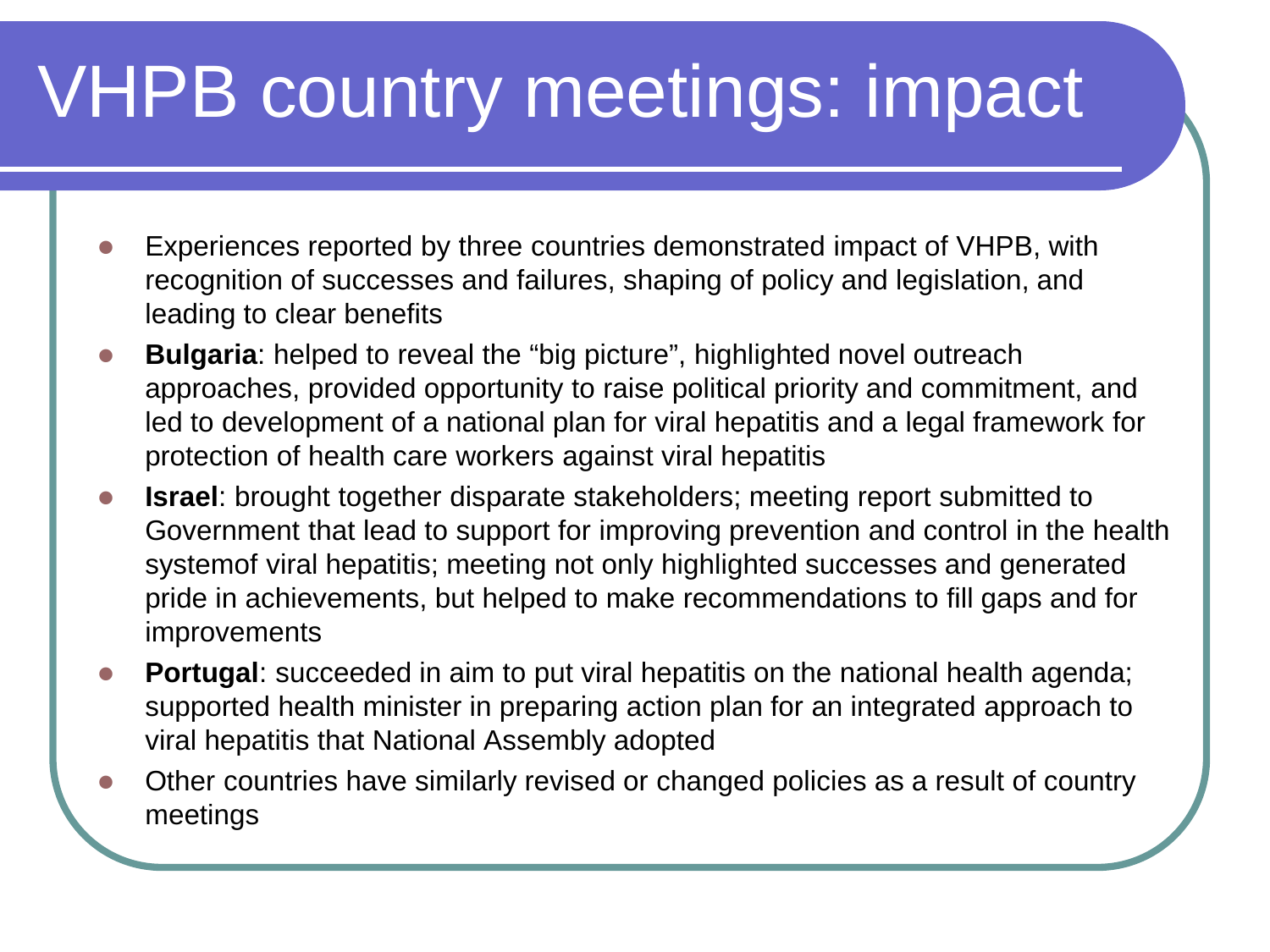# VHPB country meetings: impact

- Experiences reported by three countries demonstrated impact of VHPB, with recognition of successes and failures, shaping of policy and legislation, and leading to clear benefits
- **Bulgaria**: helped to reveal the “big picture”, highlighted novel outreach approaches, provided opportunity to raise political priority and commitment, and led to development of a national plan for viral hepatitis and a legal framework for protection of health care workers against viral hepatitis
- **Israel**: brought together disparate stakeholders; meeting report submitted to Government that lead to support for improving prevention and control in the health systemof viral hepatitis; meeting not only highlighted successes and generated pride in achievements, but helped to make recommendations to fill gaps and for improvements
- **Portugal**: succeeded in aim to put viral hepatitis on the national health agenda; supported health minister in preparing action plan for an integrated approach to viral hepatitis that National Assembly adopted
- Other countries have similarly revised or changed policies as a result of country meetings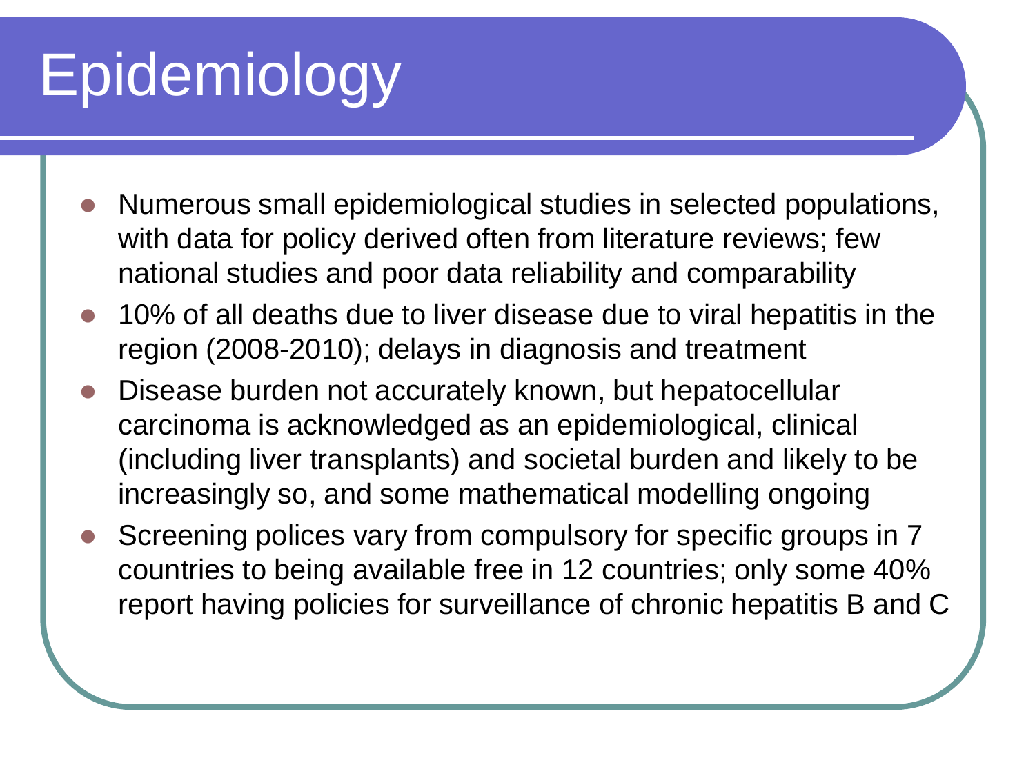# Epidemiology

- Numerous small epidemiological studies in selected populations, with data for policy derived often from literature reviews; few national studies and poor data reliability and comparability
- 10% of all deaths due to liver disease due to viral hepatitis in the region (2008-2010); delays in diagnosis and treatment
- Disease burden not accurately known, but hepatocellular carcinoma is acknowledged as an epidemiological, clinical (including liver transplants) and societal burden and likely to be increasingly so, and some mathematical modelling ongoing
- Screening polices vary from compulsory for specific groups in 7 countries to being available free in 12 countries; only some 40% report having policies for surveillance of chronic hepatitis B and C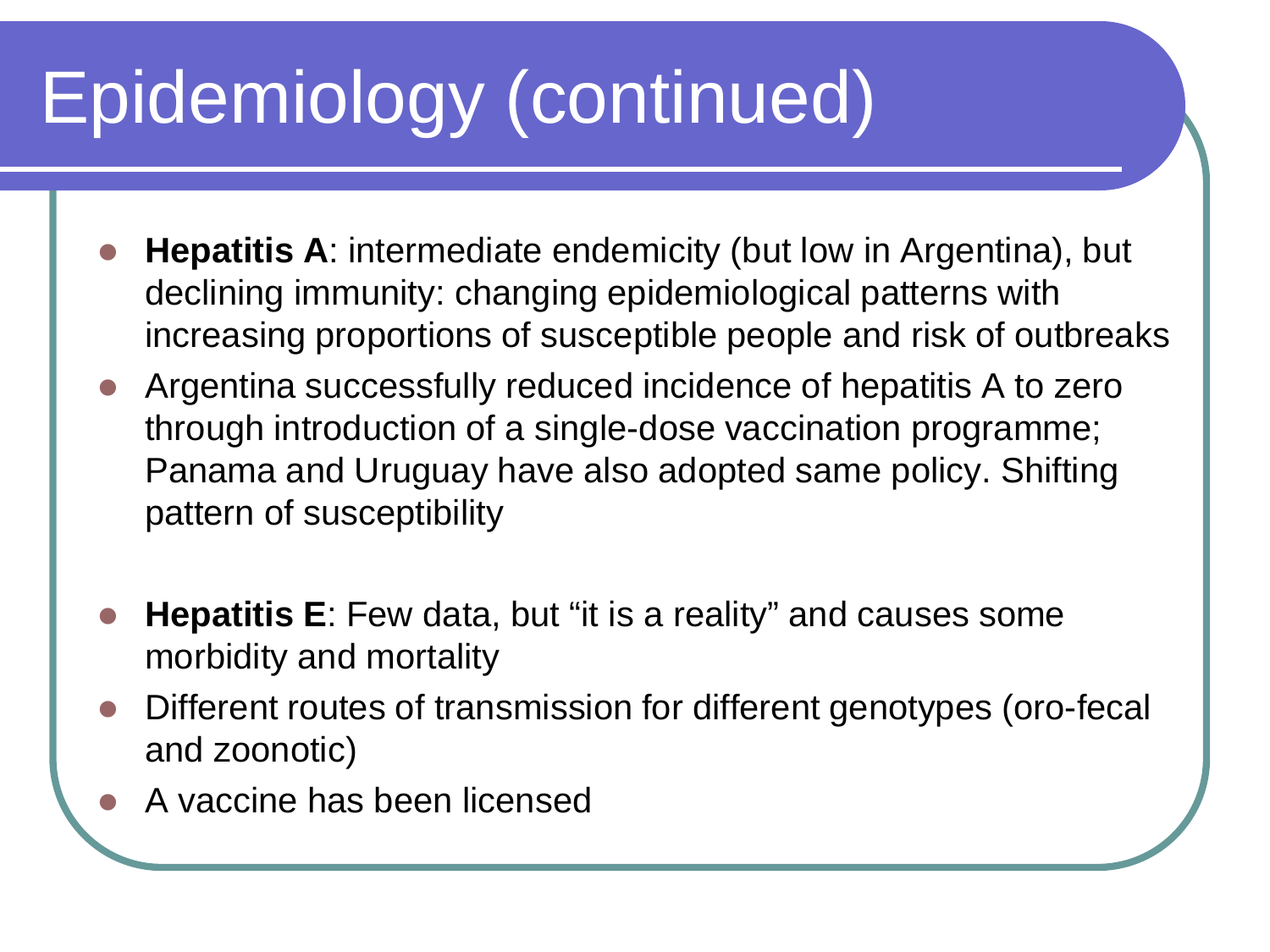# Epidemiology (continued)

- **Hepatitis A**: intermediate endemicity (but low in Argentina), but declining immunity: changing epidemiological patterns with increasing proportions of susceptible people and risk of outbreaks
- Argentina successfully reduced incidence of hepatitis A to zero through introduction of a single-dose vaccination programme; Panama and Uruguay have also adopted same policy. Shifting pattern of susceptibility

- **Hepatitis E**: Few data, but "it is a reality" and causes some morbidity and mortality
- Different routes of transmission for different genotypes (oro-fecal and zoonotic)
- A vaccine has been licensed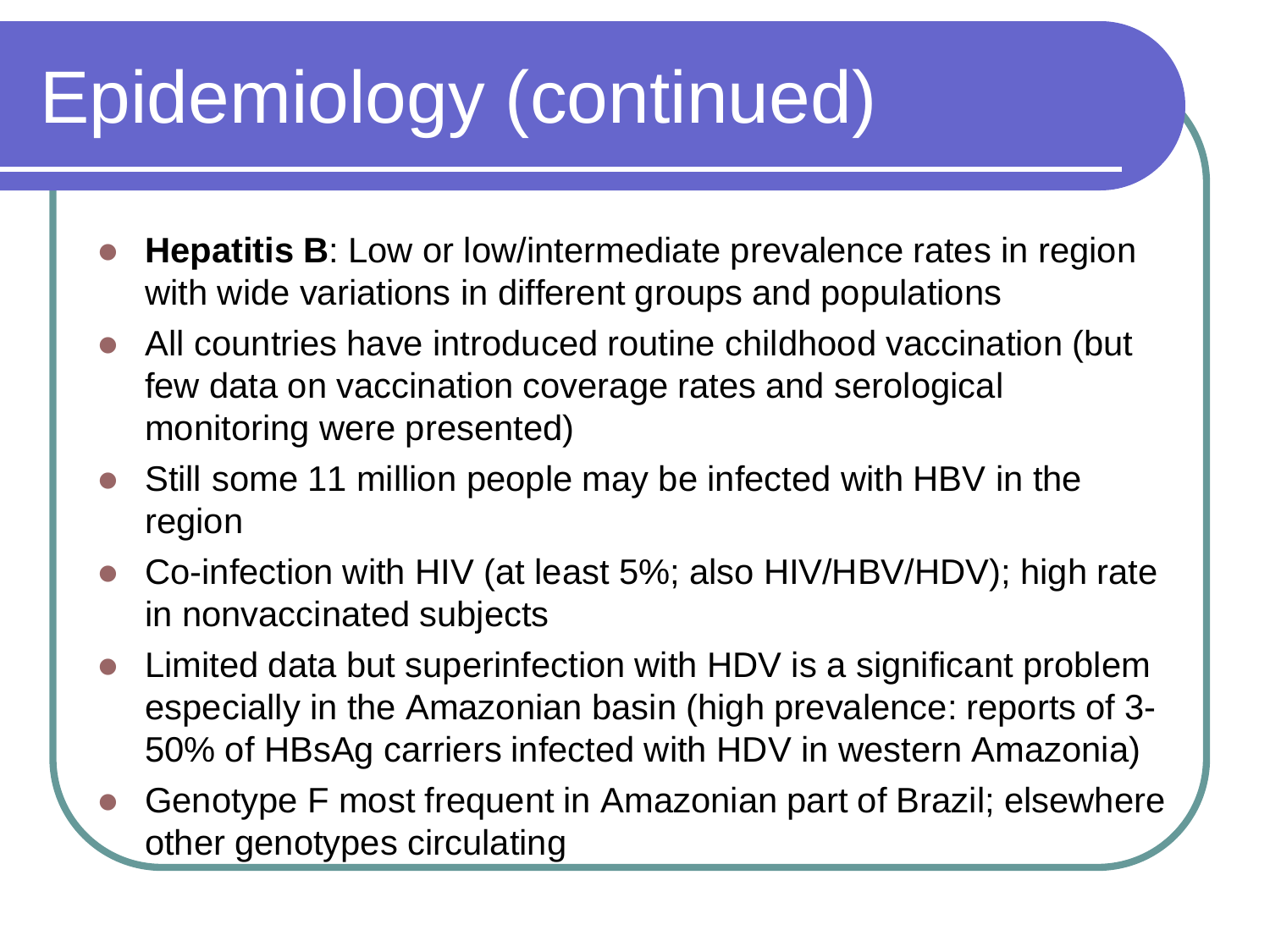# Epidemiology (continued)

- **Hepatitis B**: Low or low/intermediate prevalence rates in region with wide variations in different groups and populations
- All countries have introduced routine childhood vaccination (but few data on vaccination coverage rates and serological monitoring were presented)
- Still some 11 million people may be infected with HBV in the region
- Co-infection with HIV (at least 5%; also HIV/HBV/HDV); high rate in nonvaccinated subjects
- Limited data but superinfection with HDV is a significant problem especially in the Amazonian basin (high prevalence: reports of 3-50% of HBsAg carriers infected with HDV in western Amazonia)
- Genotype F most frequent in Amazonian part of Brazil; elsewhere other genotypes circulating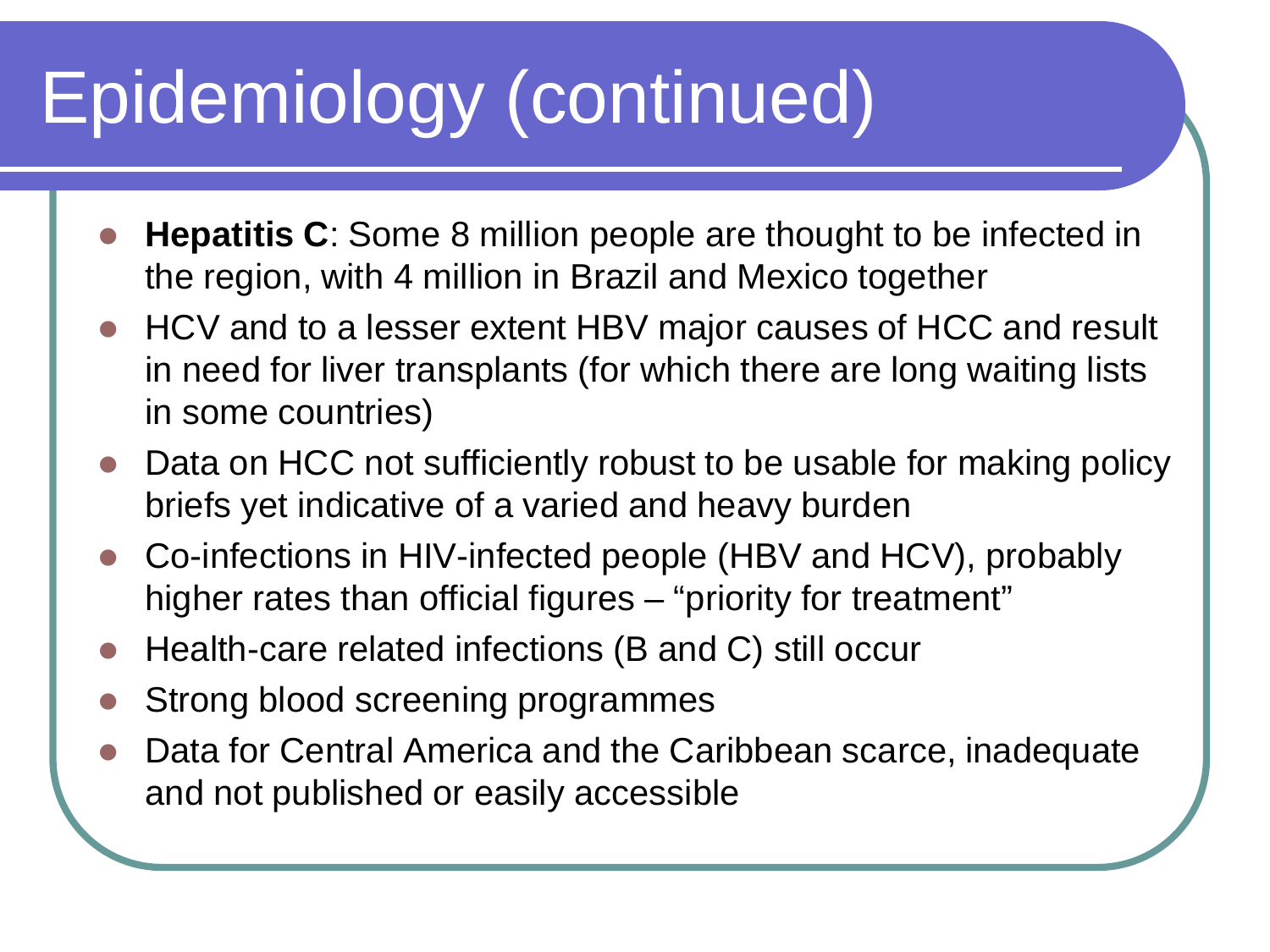# Epidemiology (continued)

- **Hepatitis C**: Some 8 million people are thought to be infected in the region, with 4 million in Brazil and Mexico together
- HCV and to a lesser extent HBV major causes of HCC and result in need for liver transplants (for which there are long waiting lists in some countries)
- Data on HCC not sufficiently robust to be usable for making policy briefs yet indicative of a varied and heavy burden
- Co-infections in HIV-infected people (HBV and HCV), probably higher rates than official figures – "priority for treatment"
- Health-care related infections (B and C) still occur
- Strong blood screening programmes
- Data for Central America and the Caribbean scarce, inadequate and not published or easily accessible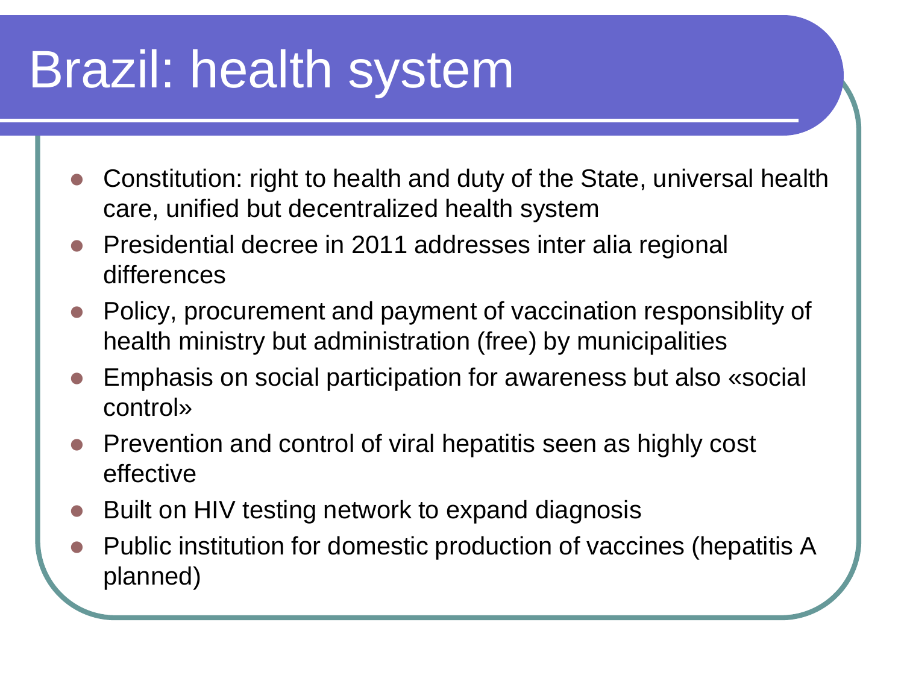# Brazil: health system

- Constitution: right to health and duty of the State, universal health care, unified but decentralized health system
- Presidential decree in 2011 addresses inter alia regional differences
- Policy, procurement and payment of vaccination responsiblity of health ministry but administration (free) by municipalities
- Emphasis on social participation for awareness but also «social control»
- Prevention and control of viral hepatitis seen as highly cost effective
- Built on HIV testing network to expand diagnosis
- Public institution for domestic production of vaccines (hepatitis A planned)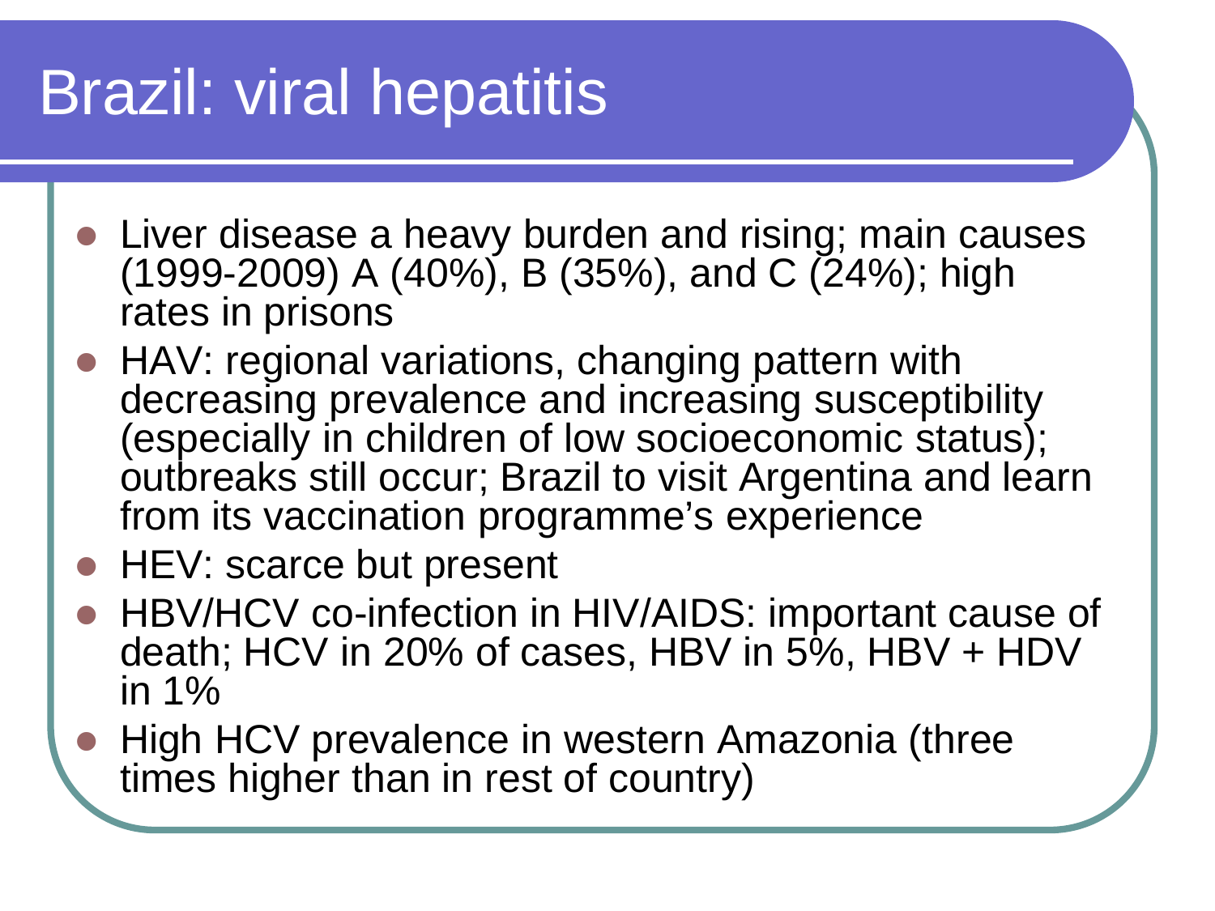# Brazil: viral hepatitis

- Liver disease a heavy burden and rising; main causes (1999-2009) A (40%), B (35%), and C (24%); high rates in prisons
- HAV: regional variations, changing pattern with decreasing prevalence and increasing susceptibility (especially in children of low socioeconomic status); outbreaks still occur; Brazil to visit Argentina and learn from its vaccination programme's experience
- HEV: scarce but present
- HBV/HCV co-infection in HIV/AIDS: important cause of death; HCV in 20% of cases, HBV in 5%, HBV + HDV in 1%
- High HCV prevalence in western Amazonia (three times higher than in rest of country)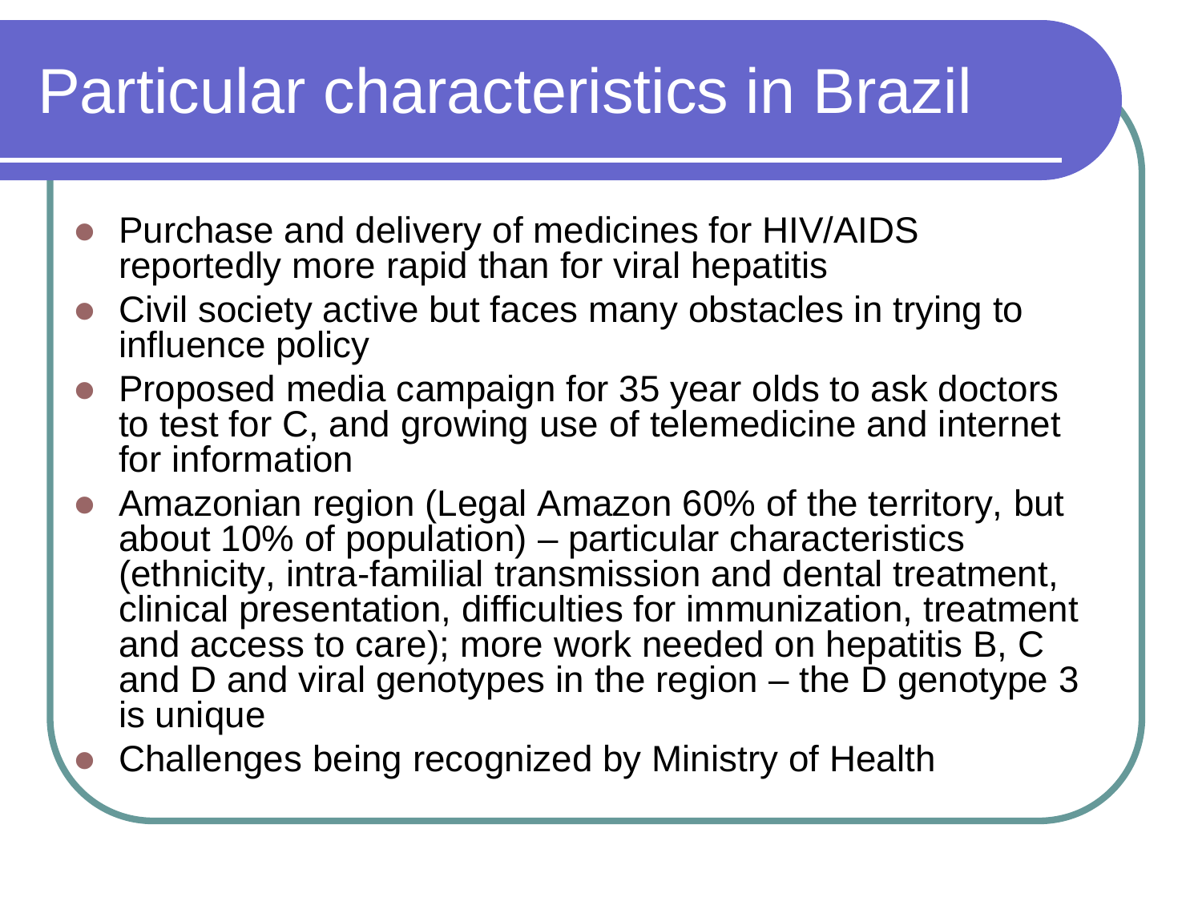# Particular characteristics in Brazil

- Purchase and delivery of medicines for HIV/AIDS reportedly more rapid than for viral hepatitis
- Civil society active but faces many obstacles in trying to influence policy
- Proposed media campaign for 35 year olds to ask doctors to test for C, and growing use of telemedicine and internet for information
- Amazonian region (Legal Amazon 60% of the territory, but about 10% of population) – particular characteristics (ethnicity, intra-familial transmission and dental treatment, clinical presentation, difficulties for immunization, treatment and access to care); more work needed on hepatitis B, C and D and viral genotypes in the region – the D genotype 3 is unique
- Challenges being recognized by Ministry of Health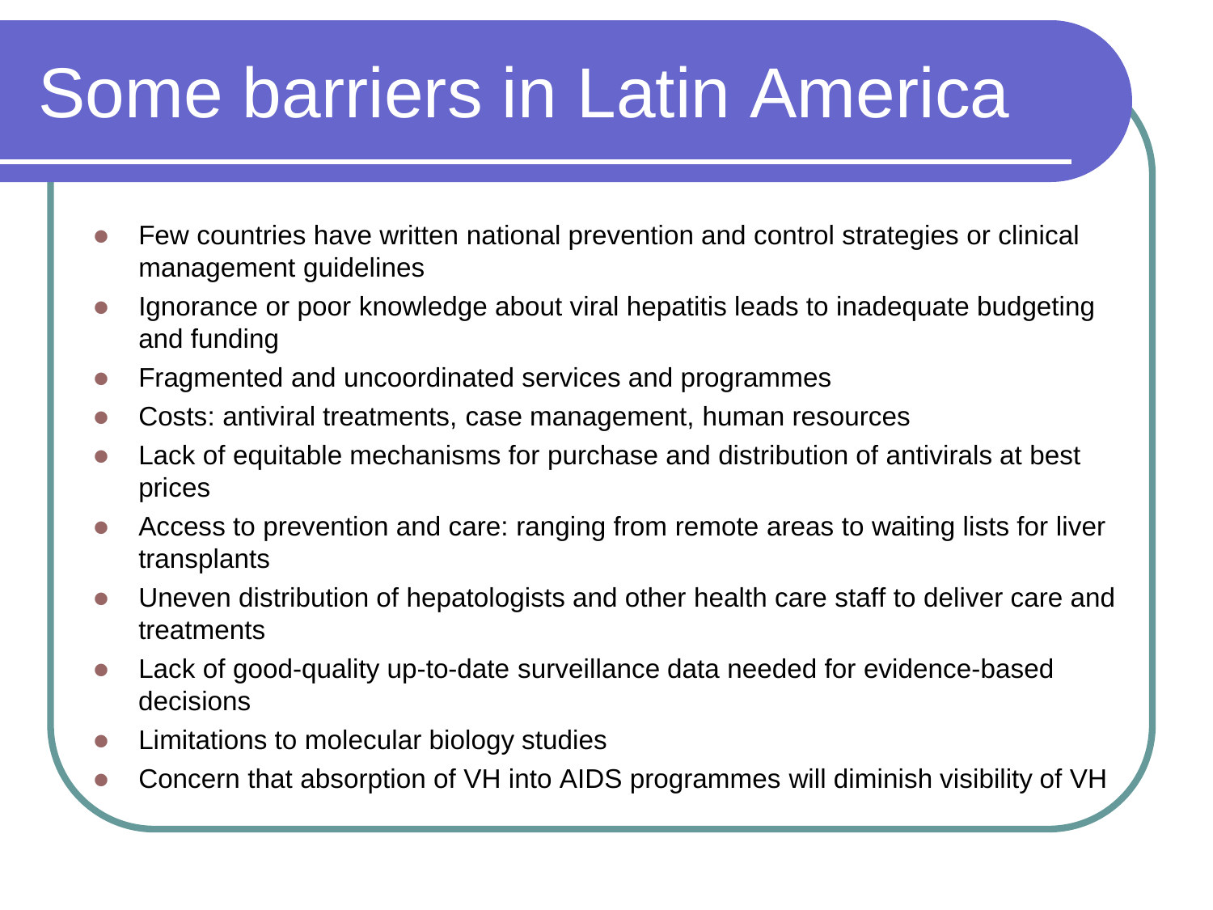# Some barriers in Latin America

- Few countries have written national prevention and control strategies or clinical management guidelines
- Ignorance or poor knowledge about viral hepatitis leads to inadequate budgeting and funding
- Fragmented and uncoordinated services and programmes
- Costs: antiviral treatments, case management, human resources
- Lack of equitable mechanisms for purchase and distribution of antivirals at best prices
- Access to prevention and care: ranging from remote areas to waiting lists for liver transplants
- Uneven distribution of hepatologists and other health care staff to deliver care and treatments
- Lack of good-quality up-to-date surveillance data needed for evidence-based decisions
- Limitations to molecular biology studies
- Concern that absorption of VH into AIDS programmes will diminish visibility of VH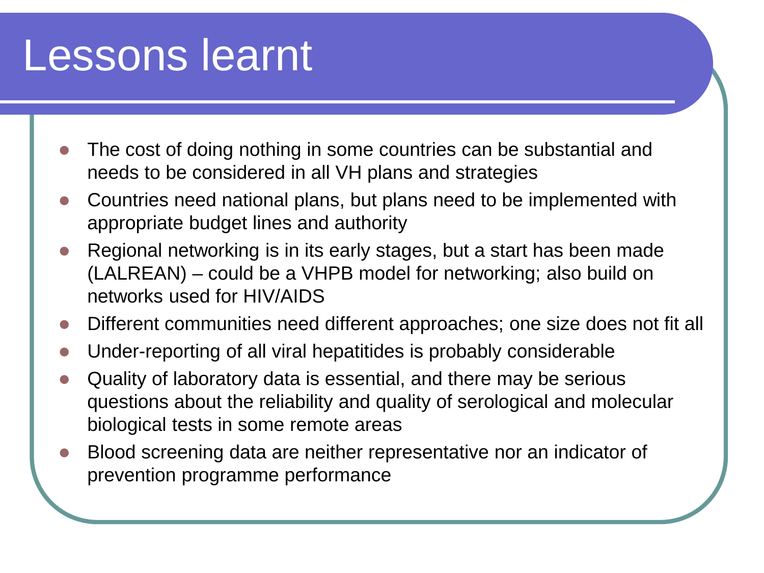# Lessons learnt

- The cost of doing nothing in some countries can be substantial and needs to be considered in all VH plans and strategies
- Countries need national plans, but plans need to be implemented with appropriate budget lines and authority
- Regional networking is in its early stages, but a start has been made (LALREAN) – could be a VHPB model for networking; also build on networks used for HIV/AIDS
- Different communities need different approaches; one size does not fit all
- Under-reporting of all viral hepatitides is probably considerable
- Quality of laboratory data is essential, and there may be serious questions about the reliability and quality of serological and molecular biological tests in some remote areas
- Blood screening data are neither representative nor an indicator of prevention programme performance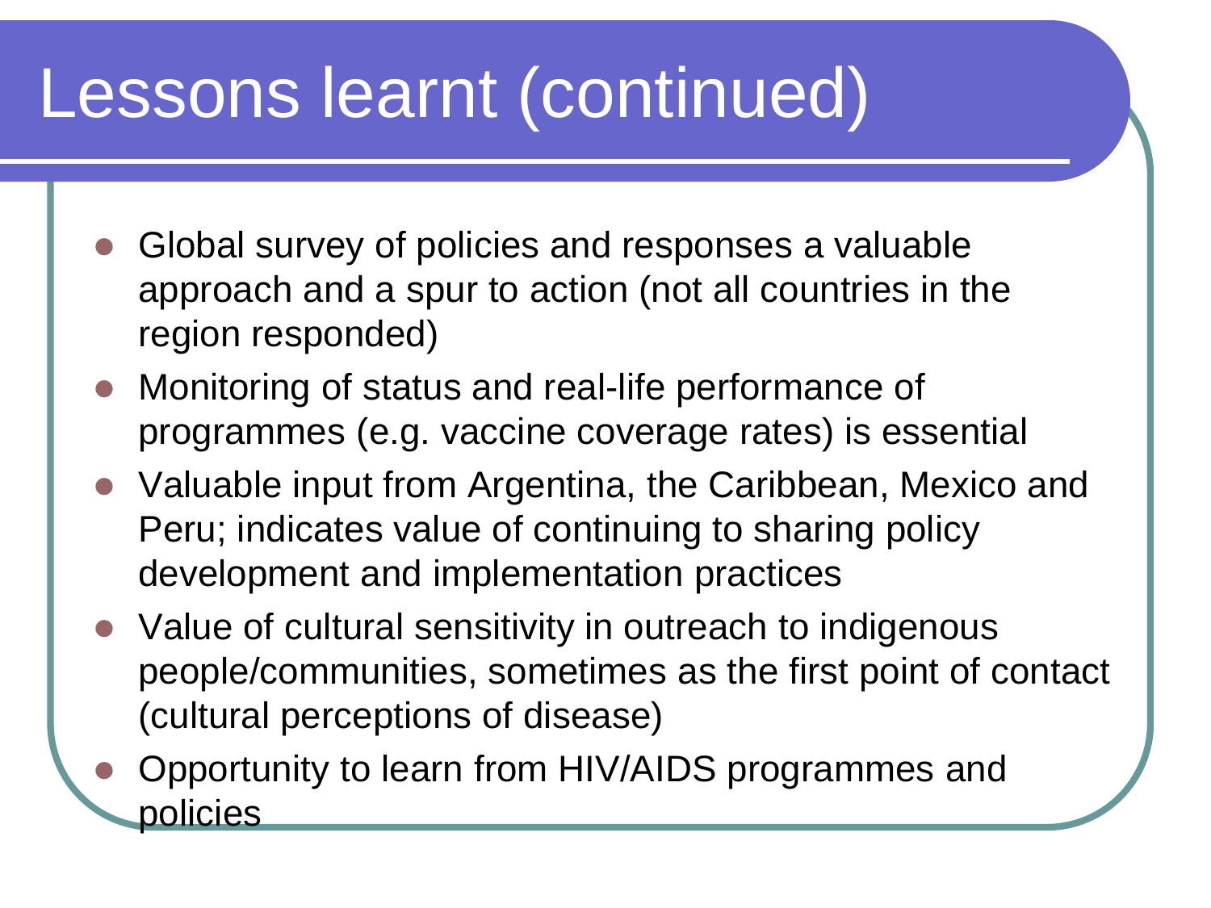# Lessons learnt (continued)

- Global survey of policies and responses a valuable approach and a spur to action (not all countries in the region responded)
- Monitoring of status and real-life performance of programmes (e.g. vaccine coverage rates) is essential
- Valuable input from Argentina, the Caribbean, Mexico and Peru; indicates value of continuing to sharing policy development and implementation practices
- Value of cultural sensitivity in outreach to indigenous people/communities, sometimes as the first point of contact (cultural perceptions of disease)
- Opportunity to learn from HIV/AIDS programmes and policies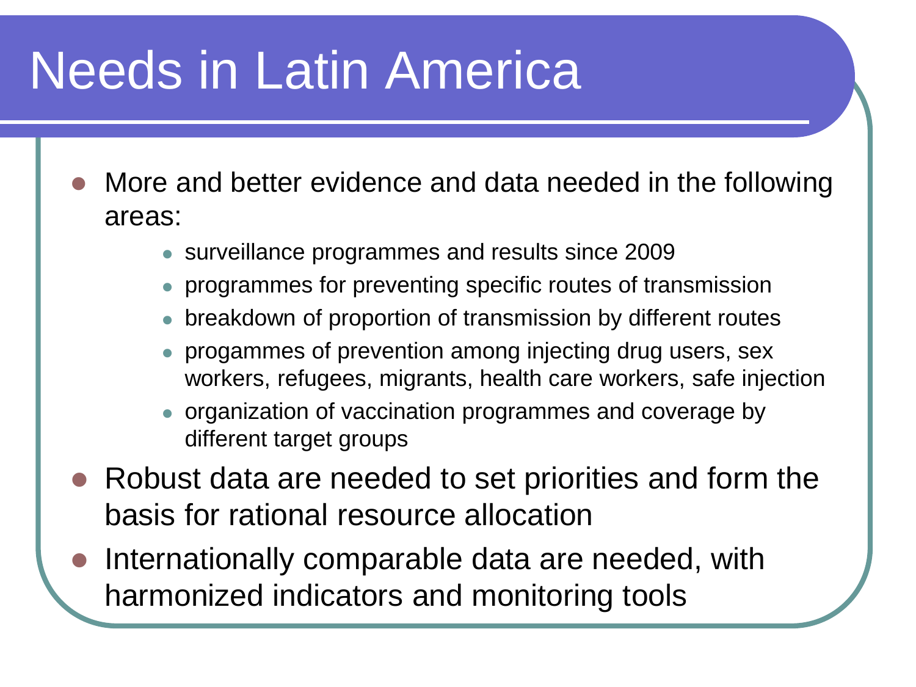# Needs in Latin America

- More and better evidence and data needed in the following areas:
  - surveillance programmes and results since 2009
  - programmes for preventing specific routes of transmission
  - breakdown of proportion of transmission by different routes
  - progammes of prevention among injecting drug users, sex workers, refugees, migrants, health care workers, safe injection
  - organization of vaccination programmes and coverage by different target groups
- Robust data are needed to set priorities and form the basis for rational resource allocation
- Internationally comparable data are needed, with harmonized indicators and monitoring tools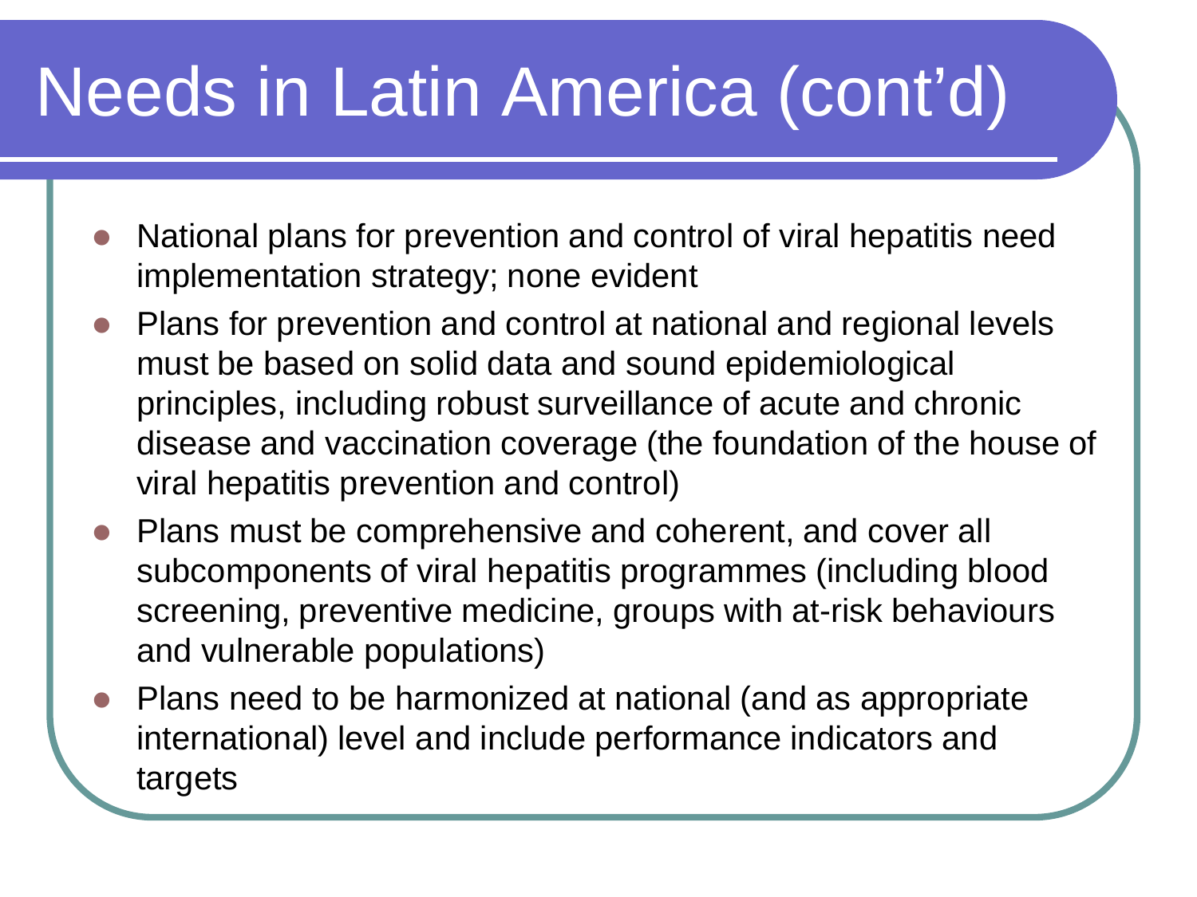# Needs in Latin America (cont'd)

- National plans for prevention and control of viral hepatitis need implementation strategy; none evident
- Plans for prevention and control at national and regional levels must be based on solid data and sound epidemiological principles, including robust surveillance of acute and chronic disease and vaccination coverage (the foundation of the house of viral hepatitis prevention and control)
- Plans must be comprehensive and coherent, and cover all subcomponents of viral hepatitis programmes (including blood screening, preventive medicine, groups with at-risk behaviours and vulnerable populations)
- Plans need to be harmonized at national (and as appropriate international) level and include performance indicators and targets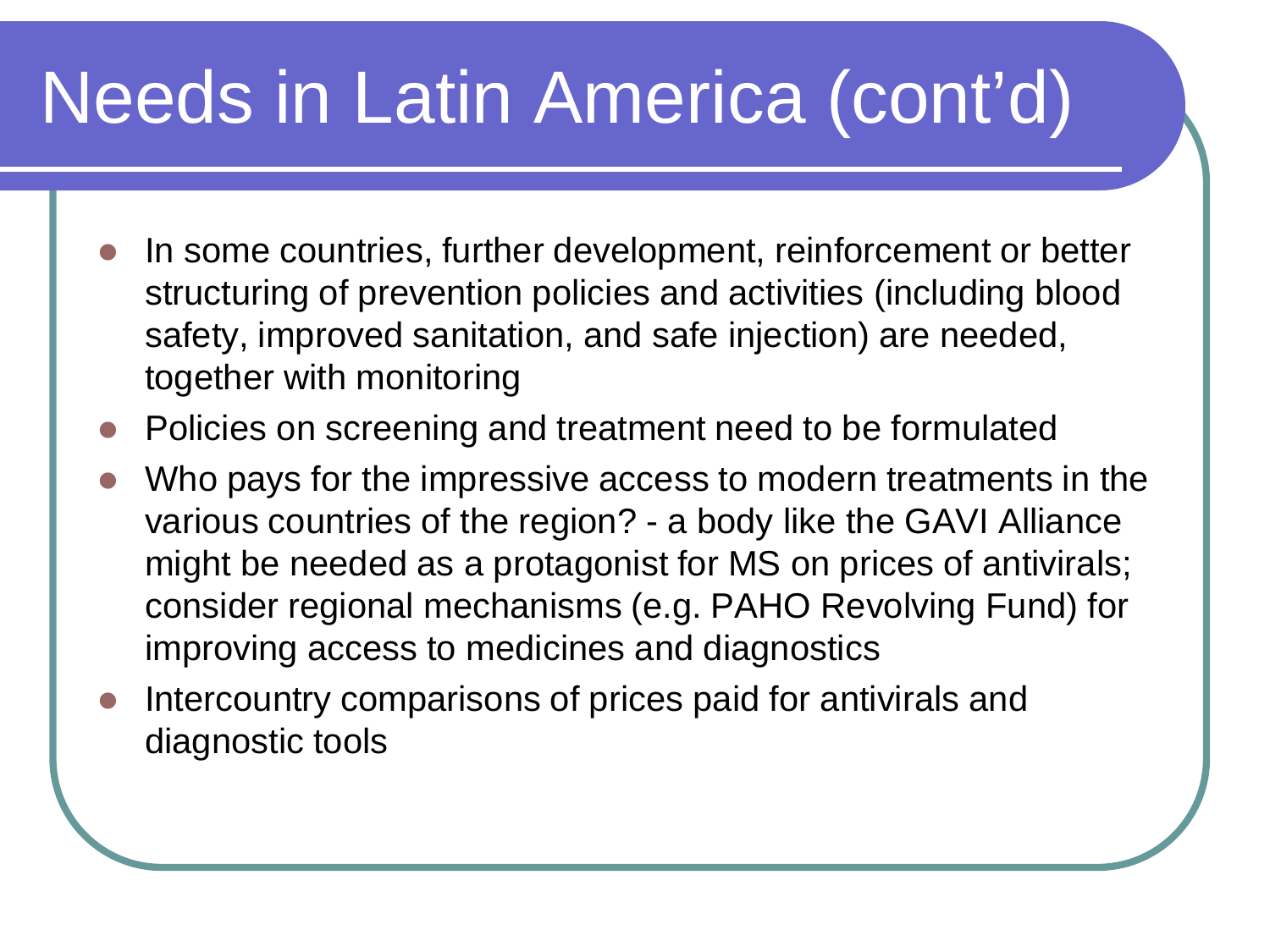# Needs in Latin America (cont'd)

- In some countries, further development, reinforcement or better structuring of prevention policies and activities (including blood safety, improved sanitation, and safe injection) are needed, together with monitoring
- Policies on screening and treatment need to be formulated
- Who pays for the impressive access to modern treatments in the various countries of the region? - a body like the GAVI Alliance might be needed as a protagonist for MS on prices of antivirals; consider regional mechanisms (e.g. PAHO Revolving Fund) for improving access to medicines and diagnostics
- Intercountry comparisons of prices paid for antivirals and diagnostic tools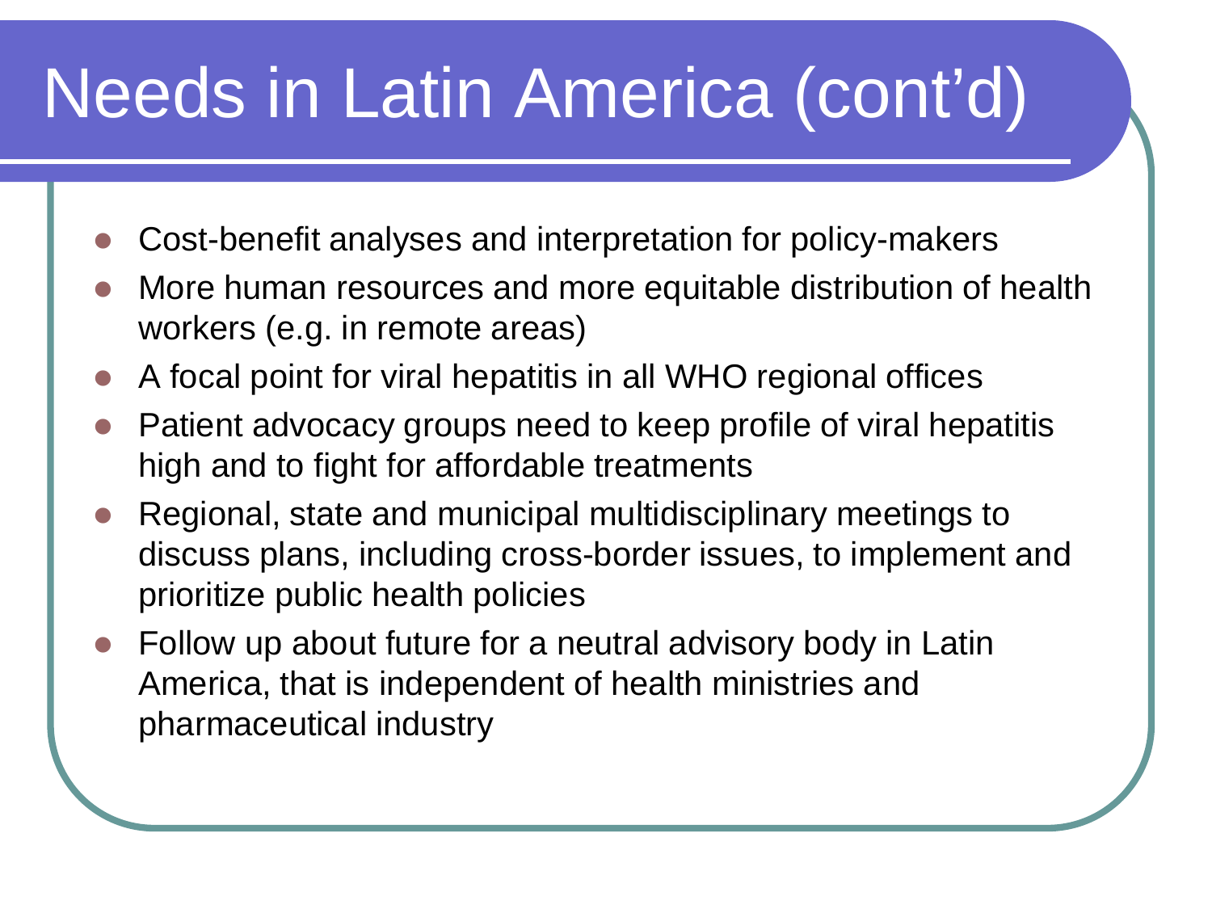# Needs in Latin America (cont'd)

- Cost-benefit analyses and interpretation for policy-makers
- More human resources and more equitable distribution of health workers (e.g. in remote areas)
- A focal point for viral hepatitis in all WHO regional offices
- Patient advocacy groups need to keep profile of viral hepatitis high and to fight for affordable treatments
- Regional, state and municipal multidisciplinary meetings to discuss plans, including cross-border issues, to implement and prioritize public health policies
- Follow up about future for a neutral advisory body in Latin America, that is independent of health ministries and pharmaceutical industry